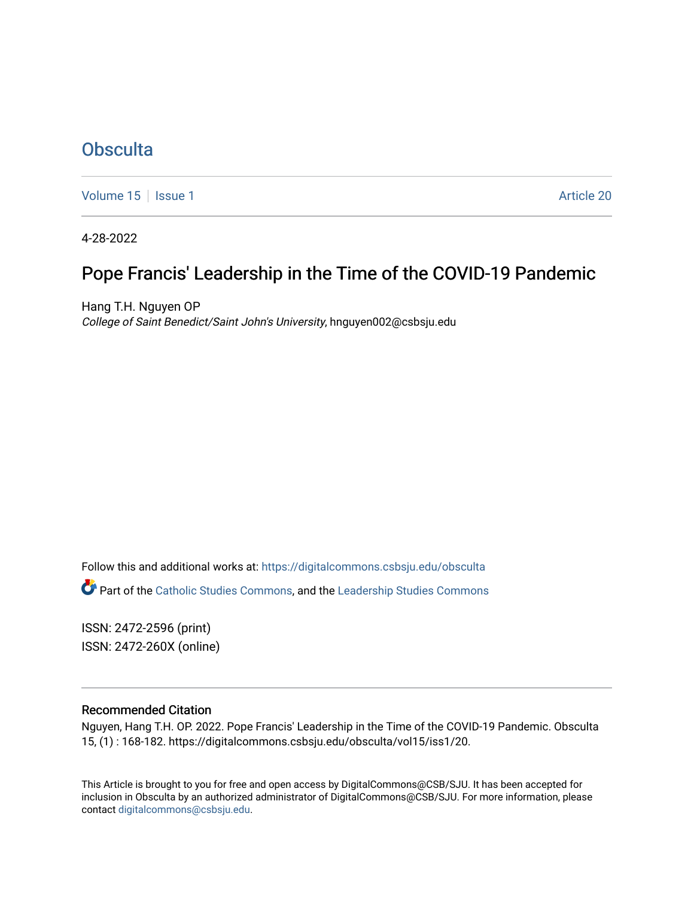# Obsculta

Volume 15 | Issue 1 Article 20

4-28-2022

## Pope Francis' Leadership in the Time of the COVID-19 Pandemic

Hang T.H. Nguyen OP
*College of Saint Benedict/Saint John's University*, hnguyen002@csbsju.edu

Follow this and additional works at: https://digitalcommons.csbsju.edu/obsculta

Part of the Catholic Studies Commons, and the Leadership Studies Commons

ISSN: 2472-2596 (print)
ISSN: 2472-260X (online)

### Recommended Citation

Nguyen, Hang T.H. OP. 2022. Pope Francis' Leadership in the Time of the COVID-19 Pandemic. Obsculta 15, (1) : 168-182. https://digitalcommons.csbsju.edu/obsculta/vol15/iss1/20.

This Article is brought to you for free and open access by DigitalCommons@CSB/SJU. It has been accepted for inclusion in Obsculta by an authorized administrator of DigitalCommons@CSB/SJU. For more information, please contact digitalcommons@csbsju.edu.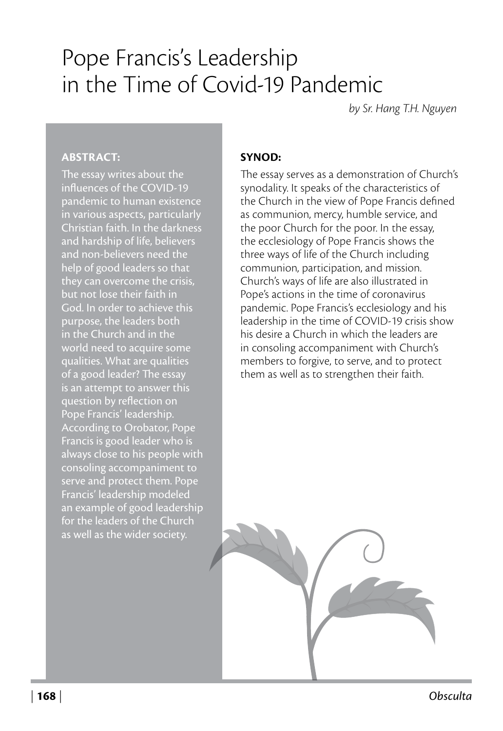# Pope Francis's Leadership in the Time of Covid-19 Pandemic

*by Sr. Hang T.H. Nguyen*

**ABSTRACT:**

The essay writes about the influences of the COVID-19 pandemic to human existence in various aspects, particularly Christian faith. In the darkness and hardship of life, believers and non-believers need the help of good leaders so that they can overcome the crisis, but not lose their faith in God. In order to achieve this purpose, the leaders both in the Church and in the world need to acquire some qualities. What are qualities of a good leader? The essay is an attempt to answer this question by reflection on Pope Francis' leadership. According to Orobator, Pope Francis is good leader who is always close to his people with consoling accompaniment to serve and protect them. Pope Francis' leadership modeled an example of good leadership for the leaders of the Church as well as the wider society.

**SYNOD:**

The essay serves as a demonstration of Church's synodality. It speaks of the characteristics of the Church in the view of Pope Francis defined as communion, mercy, humble service, and the poor Church for the poor. In the essay, the ecclesiology of Pope Francis shows the three ways of life of the Church including communion, participation, and mission. Church's ways of life are also illustrated in Pope's actions in the time of coronavirus pandemic. Pope Francis's ecclesiology and his leadership in the time of COVID-19 crisis show his desire a Church in which the leaders are in consoling accompaniment with Church's members to forgive, to serve, and to protect them as well as to strengthen their faith.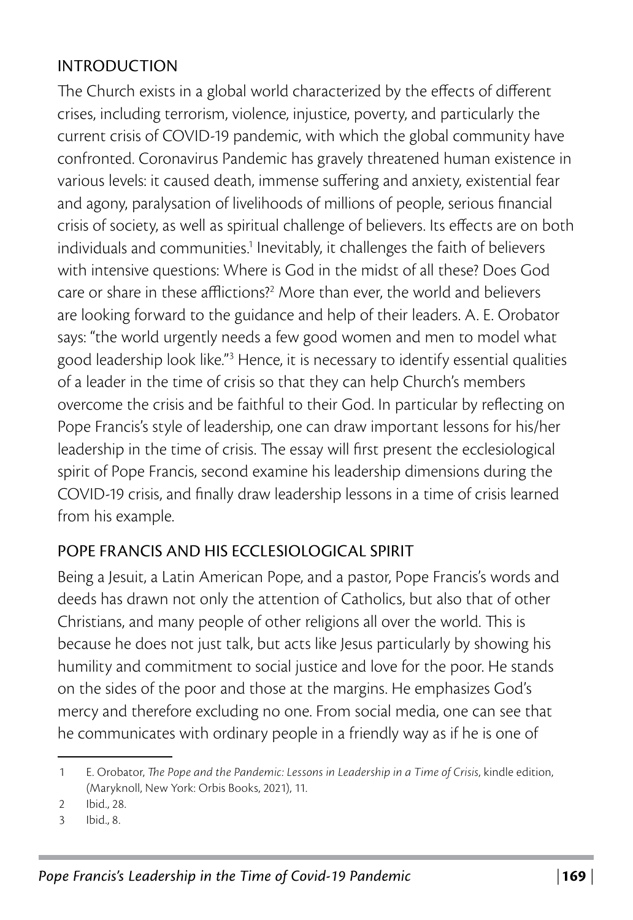## INTRODUCTION

The Church exists in a global world characterized by the effects of different crises, including terrorism, violence, injustice, poverty, and particularly the current crisis of COVID-19 pandemic, with which the global community have confronted. Coronavirus Pandemic has gravely threatened human existence in various levels: it caused death, immense suffering and anxiety, existential fear and agony, paralysation of livelihoods of millions of people, serious financial crisis of society, as well as spiritual challenge of believers. Its effects are on both individuals and communities.[1] Inevitably, it challenges the faith of believers with intensive questions: Where is God in the midst of all these? Does God care or share in these afflictions?[2] More than ever, the world and believers are looking forward to the guidance and help of their leaders. A. E. Orobator says: "the world urgently needs a few good women and men to model what good leadership look like."[3] Hence, it is necessary to identify essential qualities of a leader in the time of crisis so that they can help Church's members overcome the crisis and be faithful to their God. In particular by reflecting on Pope Francis's style of leadership, one can draw important lessons for his/her leadership in the time of crisis. The essay will first present the ecclesiological spirit of Pope Francis, second examine his leadership dimensions during the COVID-19 crisis, and finally draw leadership lessons in a time of crisis learned from his example.

## POPE FRANCIS AND HIS ECCLESIOLOGICAL SPIRIT

Being a Jesuit, a Latin American Pope, and a pastor, Pope Francis's words and deeds has drawn not only the attention of Catholics, but also that of other Christians, and many people of other religions all over the world. This is because he does not just talk, but acts like Jesus particularly by showing his humility and commitment to social justice and love for the poor. He stands on the sides of the poor and those at the margins. He emphasizes God's mercy and therefore excluding no one. From social media, one can see that he communicates with ordinary people in a friendly way as if he is one of

---

1 E. Orobator, *The Pope and the Pandemic: Lessons in Leadership in a Time of Crisis*, kindle edition, (Maryknoll, New York: Orbis Books, 2021), 11.

2 Ibid., 28.

3 Ibid., 8.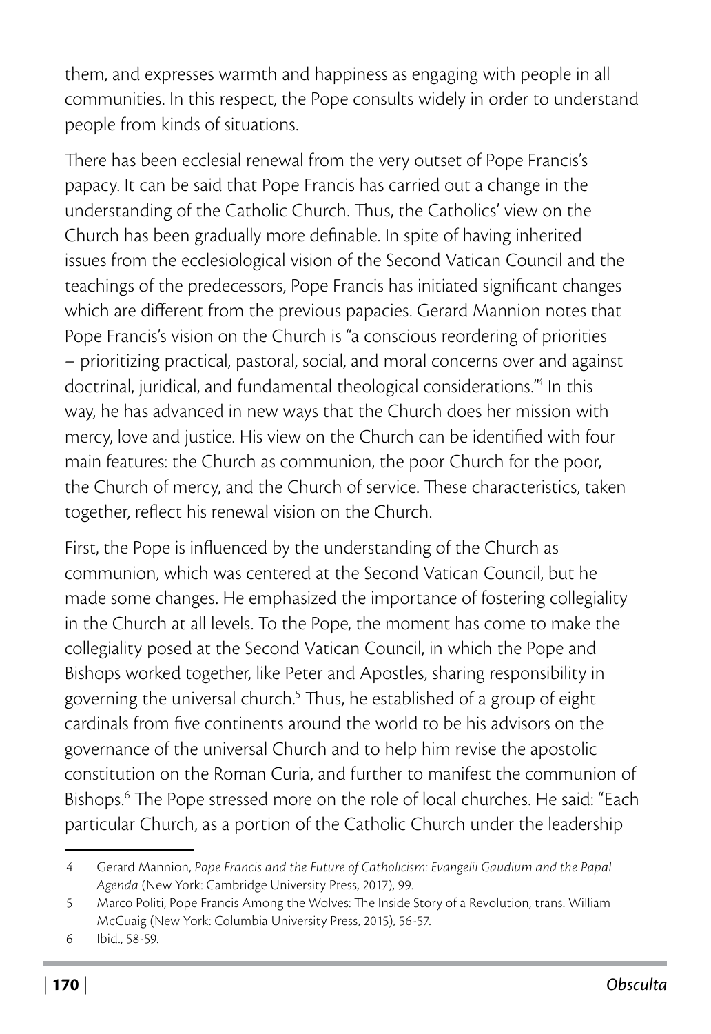them, and expresses warmth and happiness as engaging with people in all communities. In this respect, the Pope consults widely in order to understand people from kinds of situations.

There has been ecclesial renewal from the very outset of Pope Francis's papacy. It can be said that Pope Francis has carried out a change in the understanding of the Catholic Church. Thus, the Catholics' view on the Church has been gradually more definable. In spite of having inherited issues from the ecclesiological vision of the Second Vatican Council and the teachings of the predecessors, Pope Francis has initiated significant changes which are different from the previous papacies. Gerard Mannion notes that Pope Francis's vision on the Church is "a conscious reordering of priorities – prioritizing practical, pastoral, social, and moral concerns over and against doctrinal, juridical, and fundamental theological considerations."[4] In this way, he has advanced in new ways that the Church does her mission with mercy, love and justice. His view on the Church can be identified with four main features: the Church as communion, the poor Church for the poor, the Church of mercy, and the Church of service. These characteristics, taken together, reflect his renewal vision on the Church.

First, the Pope is influenced by the understanding of the Church as communion, which was centered at the Second Vatican Council, but he made some changes. He emphasized the importance of fostering collegiality in the Church at all levels. To the Pope, the moment has come to make the collegiality posed at the Second Vatican Council, in which the Pope and Bishops worked together, like Peter and Apostles, sharing responsibility in governing the universal church.[5] Thus, he established of a group of eight cardinals from five continents around the world to be his advisors on the governance of the universal Church and to help him revise the apostolic constitution on the Roman Curia, and further to manifest the communion of Bishops.[6] The Pope stressed more on the role of local churches. He said: "Each particular Church, as a portion of the Catholic Church under the leadership

---

4 Gerard Mannion, *Pope Francis and the Future of Catholicism: Evangelii Gaudium and the Papal Agenda* (New York: Cambridge University Press, 2017), 99.

5 Marco Politi, Pope Francis Among the Wolves: The Inside Story of a Revolution, trans. William McCuaig (New York: Columbia University Press, 2015), 56-57.

6 Ibid., 58-59.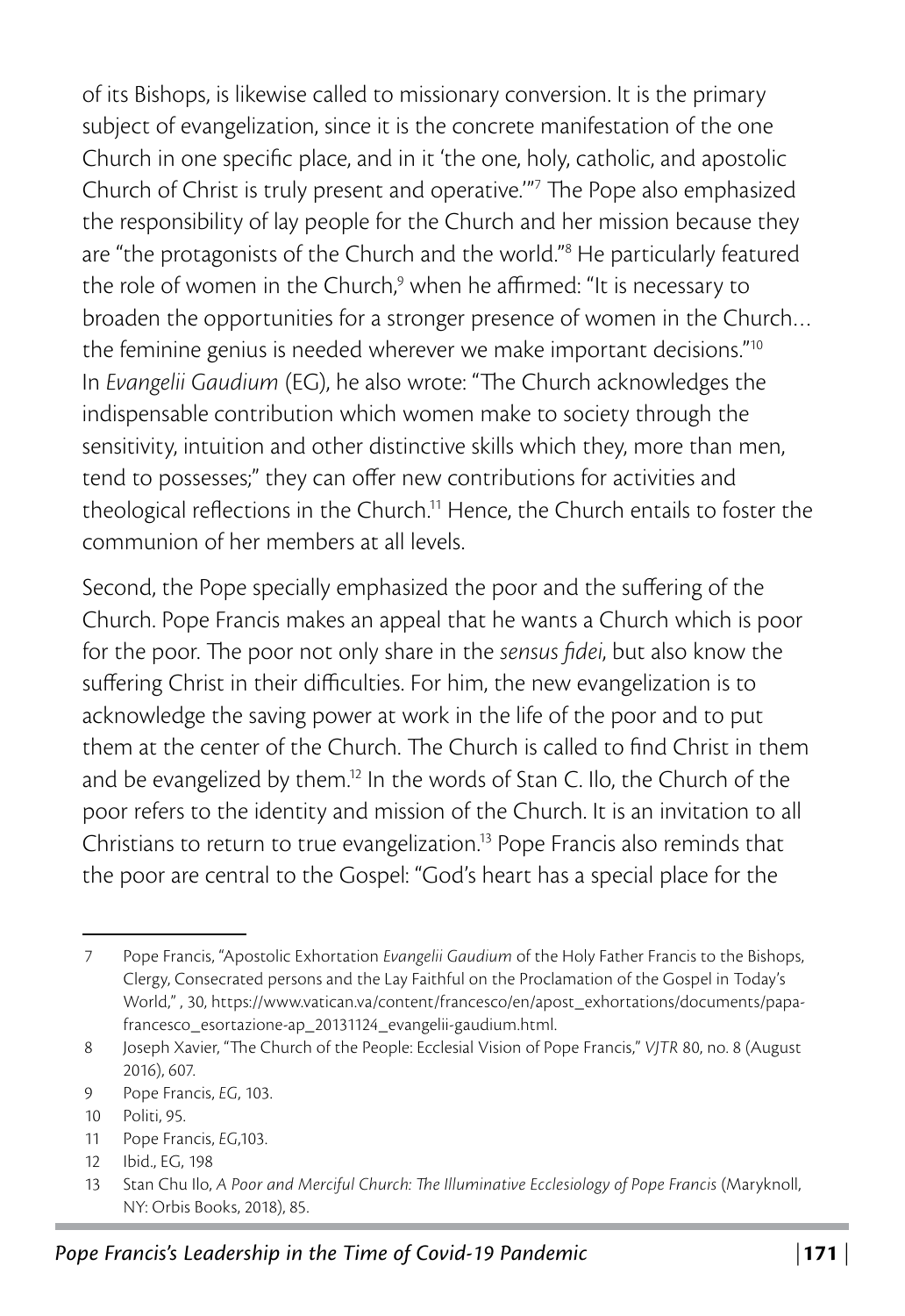of its Bishops, is likewise called to missionary conversion. It is the primary subject of evangelization, since it is the concrete manifestation of the one Church in one specific place, and in it 'the one, holy, catholic, and apostolic Church of Christ is truly present and operative.'"[7] The Pope also emphasized the responsibility of lay people for the Church and her mission because they are "the protagonists of the Church and the world."[8] He particularly featured the role of women in the Church,[9] when he affirmed: "It is necessary to broaden the opportunities for a stronger presence of women in the Church… the feminine genius is needed wherever we make important decisions."[10] In *Evangelii Gaudium* (EG), he also wrote: "The Church acknowledges the indispensable contribution which women make to society through the sensitivity, intuition and other distinctive skills which they, more than men, tend to possesses;" they can offer new contributions for activities and theological reflections in the Church.[11] Hence, the Church entails to foster the communion of her members at all levels.

Second, the Pope specially emphasized the poor and the suffering of the Church. Pope Francis makes an appeal that he wants a Church which is poor for the poor. The poor not only share in the *sensus fidei*, but also know the suffering Christ in their difficulties. For him, the new evangelization is to acknowledge the saving power at work in the life of the poor and to put them at the center of the Church. The Church is called to find Christ in them and be evangelized by them.[12] In the words of Stan C. Ilo, the Church of the poor refers to the identity and mission of the Church. It is an invitation to all Christians to return to true evangelization.[13] Pope Francis also reminds that the poor are central to the Gospel: "God's heart has a special place for the

---

7 Pope Francis, "Apostolic Exhortation *Evangelii Gaudium* of the Holy Father Francis to the Bishops, Clergy, Consecrated persons and the Lay Faithful on the Proclamation of the Gospel in Today's World," , 30, https://www.vatican.va/content/francesco/en/apost_exhortations/documents/papa-francesco_esortazione-ap_20131124_evangelii-gaudium.html.

8 Joseph Xavier, "The Church of the People: Ecclesial Vision of Pope Francis," *VJTR* 80, no. 8 (August 2016), 607.

9 Pope Francis, *EG*, 103.

10 Politi, 95.

11 Pope Francis, *EG*,103.

12 Ibid., EG, 198

13 Stan Chu Ilo, *A Poor and Merciful Church: The Illuminative Ecclesiology of Pope Francis* (Maryknoll, NY: Orbis Books, 2018), 85.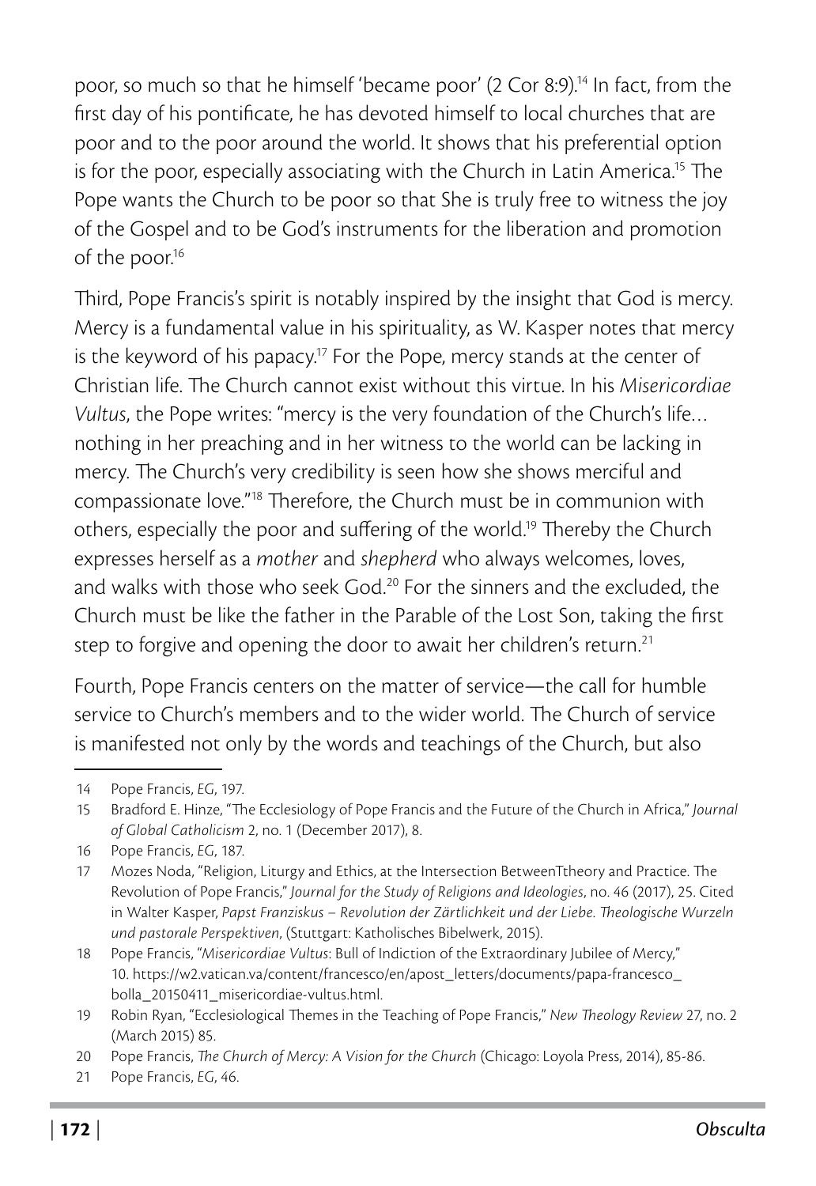poor, so much so that he himself 'became poor' (2 Cor 8:9).[14] In fact, from the first day of his pontificate, he has devoted himself to local churches that are poor and to the poor around the world. It shows that his preferential option is for the poor, especially associating with the Church in Latin America.[15] The Pope wants the Church to be poor so that She is truly free to witness the joy of the Gospel and to be God's instruments for the liberation and promotion of the poor.[16]

Third, Pope Francis's spirit is notably inspired by the insight that God is mercy. Mercy is a fundamental value in his spirituality, as W. Kasper notes that mercy is the keyword of his papacy.[17] For the Pope, mercy stands at the center of Christian life. The Church cannot exist without this virtue. In his *Misericordiae Vultus*, the Pope writes: "mercy is the very foundation of the Church's life… nothing in her preaching and in her witness to the world can be lacking in mercy. The Church's very credibility is seen how she shows merciful and compassionate love."[18] Therefore, the Church must be in communion with others, especially the poor and suffering of the world.[19] Thereby the Church expresses herself as a *mother* and *shepherd* who always welcomes, loves, and walks with those who seek God.[20] For the sinners and the excluded, the Church must be like the father in the Parable of the Lost Son, taking the first step to forgive and opening the door to await her children's return.[21]

Fourth, Pope Francis centers on the matter of service—the call for humble service to Church's members and to the wider world. The Church of service is manifested not only by the words and teachings of the Church, but also

---

14 Pope Francis, *EG*, 197.

15 Bradford E. Hinze, "The Ecclesiology of Pope Francis and the Future of the Church in Africa," *Journal of Global Catholicism* 2, no. 1 (December 2017), 8.

16 Pope Francis, *EG*, 187.

17 Mozes Noda, "Religion, Liturgy and Ethics, at the Intersection BetweenTtheory and Practice. The Revolution of Pope Francis," *Journal for the Study of Religions and Ideologies*, no. 46 (2017), 25. Cited in Walter Kasper, *Papst Franziskus – Revolution der Zärtlichkeit und der Liebe. Theologische Wurzeln und pastorale Perspektiven*, (Stuttgart: Katholisches Bibelwerk, 2015).

18 Pope Francis, "*Misericordiae Vultus*: Bull of Indiction of the Extraordinary Jubilee of Mercy," 10. https://w2.vatican.va/content/francesco/en/apost_letters/documents/papa-francesco_bolla_20150411_misericordiae-vultus.html.

19 Robin Ryan, "Ecclesiological Themes in the Teaching of Pope Francis," *New Theology Review* 27, no. 2 (March 2015) 85.

20 Pope Francis, *The Church of Mercy: A Vision for the Church* (Chicago: Loyola Press, 2014), 85-86.

21 Pope Francis, *EG*, 46.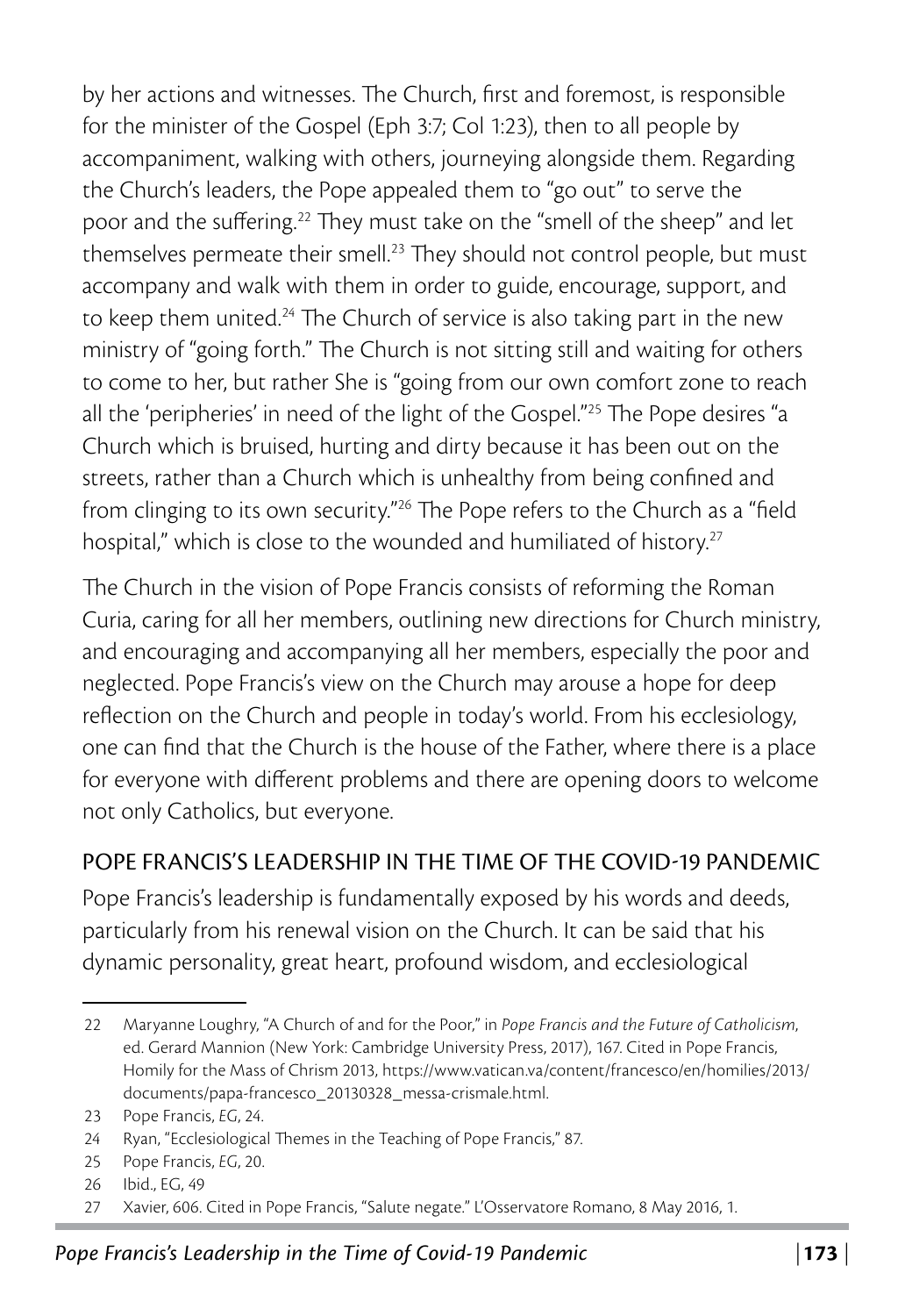by her actions and witnesses. The Church, first and foremost, is responsible for the minister of the Gospel (Eph 3:7; Col 1:23), then to all people by accompaniment, walking with others, journeying alongside them. Regarding the Church's leaders, the Pope appealed them to "go out" to serve the poor and the suffering.[22] They must take on the "smell of the sheep" and let themselves permeate their smell.[23] They should not control people, but must accompany and walk with them in order to guide, encourage, support, and to keep them united.[24] The Church of service is also taking part in the new ministry of "going forth." The Church is not sitting still and waiting for others to come to her, but rather She is "going from our own comfort zone to reach all the 'peripheries' in need of the light of the Gospel."[25] The Pope desires "a Church which is bruised, hurting and dirty because it has been out on the streets, rather than a Church which is unhealthy from being confined and from clinging to its own security."[26] The Pope refers to the Church as a "field hospital," which is close to the wounded and humiliated of history.[27]

The Church in the vision of Pope Francis consists of reforming the Roman Curia, caring for all her members, outlining new directions for Church ministry, and encouraging and accompanying all her members, especially the poor and neglected. Pope Francis's view on the Church may arouse a hope for deep reflection on the Church and people in today's world. From his ecclesiology, one can find that the Church is the house of the Father, where there is a place for everyone with different problems and there are opening doors to welcome not only Catholics, but everyone.

## POPE FRANCIS'S LEADERSHIP IN THE TIME OF THE COVID-19 PANDEMIC

Pope Francis's leadership is fundamentally exposed by his words and deeds, particularly from his renewal vision on the Church. It can be said that his dynamic personality, great heart, profound wisdom, and ecclesiological

---

22 Maryanne Loughry, "A Church of and for the Poor," in *Pope Francis and the Future of Catholicism*, ed. Gerard Mannion (New York: Cambridge University Press, 2017), 167. Cited in Pope Francis, Homily for the Mass of Chrism 2013, https://www.vatican.va/content/francesco/en/homilies/2013/documents/papa-francesco_20130328_messa-crismale.html.

23 Pope Francis, *EG*, 24.

24 Ryan, "Ecclesiological Themes in the Teaching of Pope Francis," 87.

25 Pope Francis, *EG*, 20.

26 Ibid., EG, 49

27 Xavier, 606. Cited in Pope Francis, "Salute negate." L'Osservatore Romano, 8 May 2016, 1.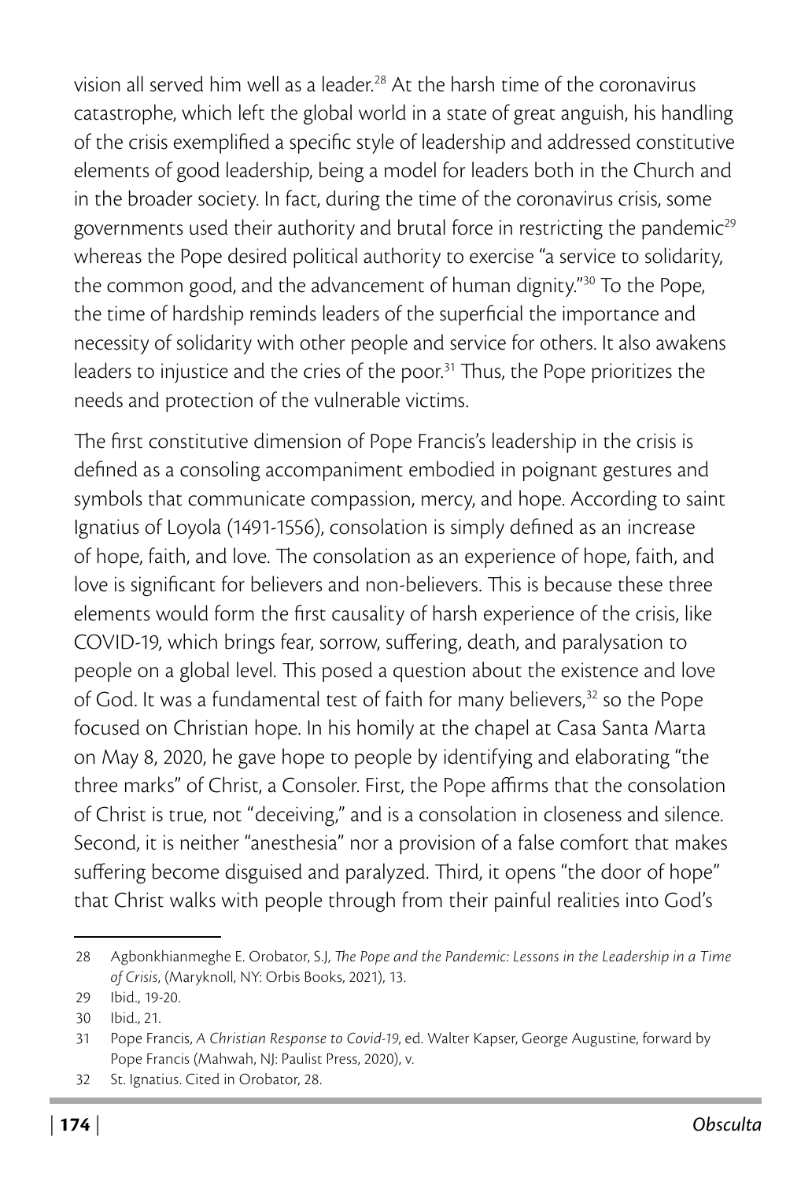vision all served him well as a leader.[28] At the harsh time of the coronavirus catastrophe, which left the global world in a state of great anguish, his handling of the crisis exemplified a specific style of leadership and addressed constitutive elements of good leadership, being a model for leaders both in the Church and in the broader society. In fact, during the time of the coronavirus crisis, some governments used their authority and brutal force in restricting the pandemic[29] whereas the Pope desired political authority to exercise "a service to solidarity, the common good, and the advancement of human dignity."[30] To the Pope, the time of hardship reminds leaders of the superficial the importance and necessity of solidarity with other people and service for others. It also awakens leaders to injustice and the cries of the poor.[31] Thus, the Pope prioritizes the needs and protection of the vulnerable victims.

The first constitutive dimension of Pope Francis's leadership in the crisis is defined as a consoling accompaniment embodied in poignant gestures and symbols that communicate compassion, mercy, and hope. According to saint Ignatius of Loyola (1491-1556), consolation is simply defined as an increase of hope, faith, and love. The consolation as an experience of hope, faith, and love is significant for believers and non-believers. This is because these three elements would form the first causality of harsh experience of the crisis, like COVID-19, which brings fear, sorrow, suffering, death, and paralysation to people on a global level. This posed a question about the existence and love of God. It was a fundamental test of faith for many believers,[32] so the Pope focused on Christian hope. In his homily at the chapel at Casa Santa Marta on May 8, 2020, he gave hope to people by identifying and elaborating "the three marks" of Christ, a Consoler. First, the Pope affirms that the consolation of Christ is true, not "deceiving," and is a consolation in closeness and silence. Second, it is neither "anesthesia" nor a provision of a false comfort that makes suffering become disguised and paralyzed. Third, it opens "the door of hope" that Christ walks with people through from their painful realities into God's

---

28 Agbonkhianmeghe E. Orobator, S.J, *The Pope and the Pandemic: Lessons in the Leadership in a Time of Crisis*, (Maryknoll, NY: Orbis Books, 2021), 13.

29 Ibid., 19-20.

30 Ibid., 21.

31 Pope Francis, *A Christian Response to Covid-19*, ed. Walter Kapser, George Augustine, forward by Pope Francis (Mahwah, NJ: Paulist Press, 2020), v.

32 St. Ignatius. Cited in Orobator, 28.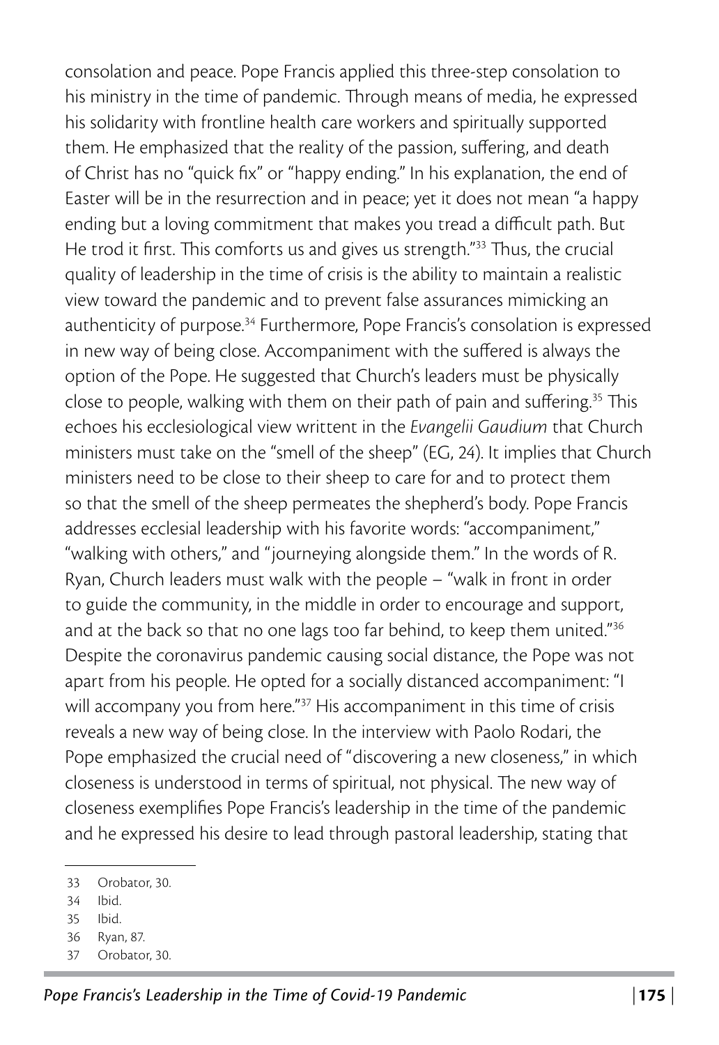consolation and peace. Pope Francis applied this three-step consolation to his ministry in the time of pandemic. Through means of media, he expressed his solidarity with frontline health care workers and spiritually supported them. He emphasized that the reality of the passion, suffering, and death of Christ has no "quick fix" or "happy ending." In his explanation, the end of Easter will be in the resurrection and in peace; yet it does not mean "a happy ending but a loving commitment that makes you tread a difficult path. But He trod it first. This comforts us and gives us strength."[33] Thus, the crucial quality of leadership in the time of crisis is the ability to maintain a realistic view toward the pandemic and to prevent false assurances mimicking an authenticity of purpose.[34] Furthermore, Pope Francis's consolation is expressed in new way of being close. Accompaniment with the suffered is always the option of the Pope. He suggested that Church's leaders must be physically close to people, walking with them on their path of pain and suffering.[35] This echoes his ecclesiological view writtent in the *Evangelii Gaudium* that Church ministers must take on the "smell of the sheep" (EG, 24). It implies that Church ministers need to be close to their sheep to care for and to protect them so that the smell of the sheep permeates the shepherd's body. Pope Francis addresses ecclesial leadership with his favorite words: "accompaniment," "walking with others," and "journeying alongside them." In the words of R. Ryan, Church leaders must walk with the people – "walk in front in order to guide the community, in the middle in order to encourage and support, and at the back so that no one lags too far behind, to keep them united."[36] Despite the coronavirus pandemic causing social distance, the Pope was not apart from his people. He opted for a socially distanced accompaniment: "I will accompany you from here."[37] His accompaniment in this time of crisis reveals a new way of being close. In the interview with Paolo Rodari, the Pope emphasized the crucial need of "discovering a new closeness," in which closeness is understood in terms of spiritual, not physical. The new way of closeness exemplifies Pope Francis's leadership in the time of the pandemic and he expressed his desire to lead through pastoral leadership, stating that

---

33 Orobator, 30.

34 Ibid.

35 Ibid.

36 Ryan, 87.

37 Orobator, 30.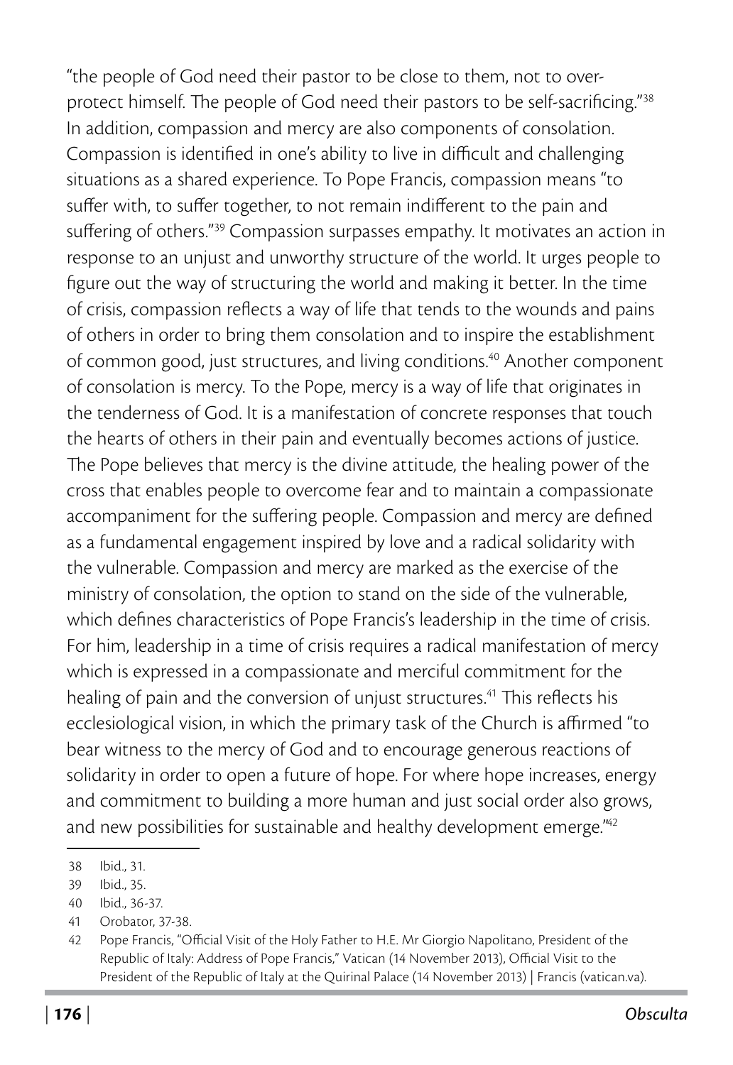"the people of God need their pastor to be close to them, not to over-protect himself. The people of God need their pastors to be self-sacrificing."[38] In addition, compassion and mercy are also components of consolation. Compassion is identified in one's ability to live in difficult and challenging situations as a shared experience. To Pope Francis, compassion means "to suffer with, to suffer together, to not remain indifferent to the pain and suffering of others."[39] Compassion surpasses empathy. It motivates an action in response to an unjust and unworthy structure of the world. It urges people to figure out the way of structuring the world and making it better. In the time of crisis, compassion reflects a way of life that tends to the wounds and pains of others in order to bring them consolation and to inspire the establishment of common good, just structures, and living conditions.[40] Another component of consolation is mercy. To the Pope, mercy is a way of life that originates in the tenderness of God. It is a manifestation of concrete responses that touch the hearts of others in their pain and eventually becomes actions of justice. The Pope believes that mercy is the divine attitude, the healing power of the cross that enables people to overcome fear and to maintain a compassionate accompaniment for the suffering people. Compassion and mercy are defined as a fundamental engagement inspired by love and a radical solidarity with the vulnerable. Compassion and mercy are marked as the exercise of the ministry of consolation, the option to stand on the side of the vulnerable, which defines characteristics of Pope Francis's leadership in the time of crisis. For him, leadership in a time of crisis requires a radical manifestation of mercy which is expressed in a compassionate and merciful commitment for the healing of pain and the conversion of unjust structures.[41] This reflects his ecclesiological vision, in which the primary task of the Church is affirmed "to bear witness to the mercy of God and to encourage generous reactions of solidarity in order to open a future of hope. For where hope increases, energy and commitment to building a more human and just social order also grows, and new possibilities for sustainable and healthy development emerge."[42]

---

38 Ibid., 31.

39 Ibid., 35.

40 Ibid., 36-37.

41 Orobator, 37-38.

42 Pope Francis, "Official Visit of the Holy Father to H.E. Mr Giorgio Napolitano, President of the Republic of Italy: Address of Pope Francis," Vatican (14 November 2013), Official Visit to the President of the Republic of Italy at the Quirinal Palace (14 November 2013) | Francis (vatican.va).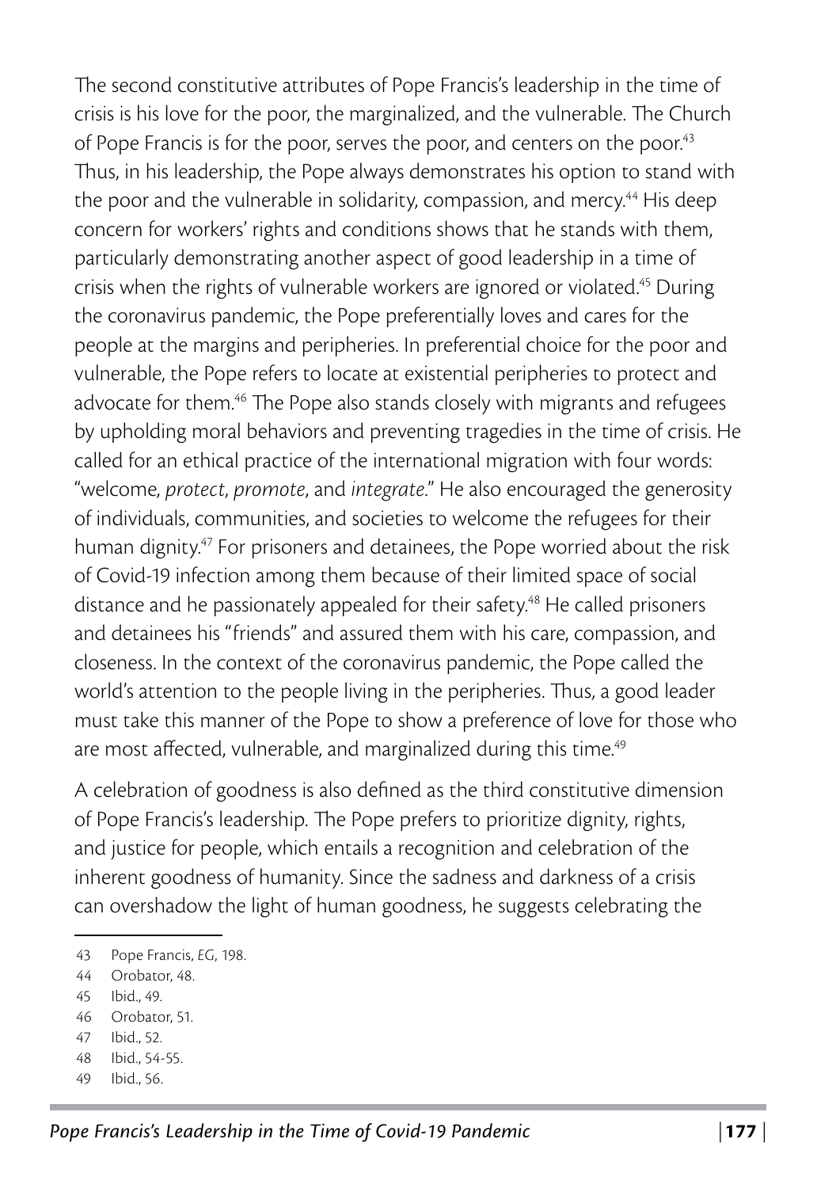The second constitutive attributes of Pope Francis's leadership in the time of crisis is his love for the poor, the marginalized, and the vulnerable. The Church of Pope Francis is for the poor, serves the poor, and centers on the poor.[43] Thus, in his leadership, the Pope always demonstrates his option to stand with the poor and the vulnerable in solidarity, compassion, and mercy.[44] His deep concern for workers' rights and conditions shows that he stands with them, particularly demonstrating another aspect of good leadership in a time of crisis when the rights of vulnerable workers are ignored or violated.[45] During the coronavirus pandemic, the Pope preferentially loves and cares for the people at the margins and peripheries. In preferential choice for the poor and vulnerable, the Pope refers to locate at existential peripheries to protect and advocate for them.[46] The Pope also stands closely with migrants and refugees by upholding moral behaviors and preventing tragedies in the time of crisis. He called for an ethical practice of the international migration with four words: "welcome, *protect*, *promote*, and *integrate*." He also encouraged the generosity of individuals, communities, and societies to welcome the refugees for their human dignity.[47] For prisoners and detainees, the Pope worried about the risk of Covid-19 infection among them because of their limited space of social distance and he passionately appealed for their safety.[48] He called prisoners and detainees his "friends" and assured them with his care, compassion, and closeness. In the context of the coronavirus pandemic, the Pope called the world's attention to the people living in the peripheries. Thus, a good leader must take this manner of the Pope to show a preference of love for those who are most affected, vulnerable, and marginalized during this time.[49]

A celebration of goodness is also defined as the third constitutive dimension of Pope Francis's leadership. The Pope prefers to prioritize dignity, rights, and justice for people, which entails a recognition and celebration of the inherent goodness of humanity. Since the sadness and darkness of a crisis can overshadow the light of human goodness, he suggests celebrating the

---

43 Pope Francis, *EG*, 198.

44 Orobator, 48.

45 Ibid., 49.

46 Orobator, 51.

47 Ibid., 52.

48 Ibid., 54-55.

49 Ibid., 56.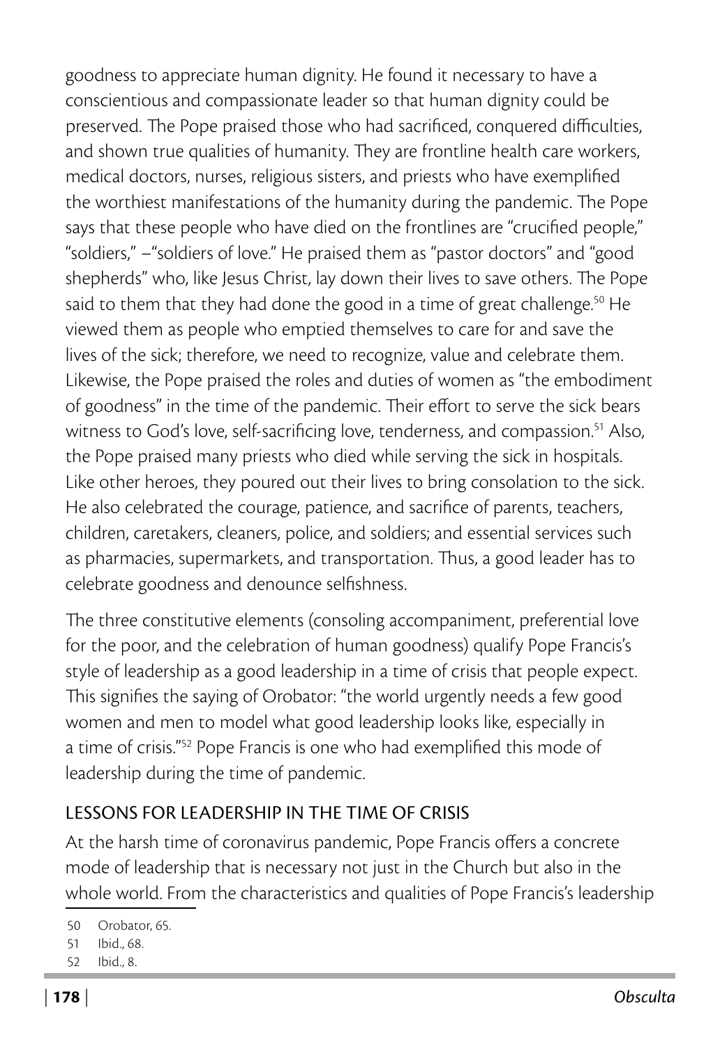goodness to appreciate human dignity. He found it necessary to have a conscientious and compassionate leader so that human dignity could be preserved. The Pope praised those who had sacrificed, conquered difficulties, and shown true qualities of humanity. They are frontline health care workers, medical doctors, nurses, religious sisters, and priests who have exemplified the worthiest manifestations of the humanity during the pandemic. The Pope says that these people who have died on the frontlines are "crucified people," "soldiers," –"soldiers of love." He praised them as "pastor doctors" and "good shepherds" who, like Jesus Christ, lay down their lives to save others. The Pope said to them that they had done the good in a time of great challenge.[50] He viewed them as people who emptied themselves to care for and save the lives of the sick; therefore, we need to recognize, value and celebrate them. Likewise, the Pope praised the roles and duties of women as "the embodiment of goodness" in the time of the pandemic. Their effort to serve the sick bears witness to God's love, self-sacrificing love, tenderness, and compassion.[51] Also, the Pope praised many priests who died while serving the sick in hospitals. Like other heroes, they poured out their lives to bring consolation to the sick. He also celebrated the courage, patience, and sacrifice of parents, teachers, children, caretakers, cleaners, police, and soldiers; and essential services such as pharmacies, supermarkets, and transportation. Thus, a good leader has to celebrate goodness and denounce selfishness.

The three constitutive elements (consoling accompaniment, preferential love for the poor, and the celebration of human goodness) qualify Pope Francis's style of leadership as a good leadership in a time of crisis that people expect. This signifies the saying of Orobator: "the world urgently needs a few good women and men to model what good leadership looks like, especially in a time of crisis."[52] Pope Francis is one who had exemplified this mode of leadership during the time of pandemic.

## LESSONS FOR LEADERSHIP IN THE TIME OF CRISIS

At the harsh time of coronavirus pandemic, Pope Francis offers a concrete mode of leadership that is necessary not just in the Church but also in the whole world. From the characteristics and qualities of Pope Francis's leadership

---

50 Orobator, 65.

51 Ibid., 68.

52 Ibid., 8.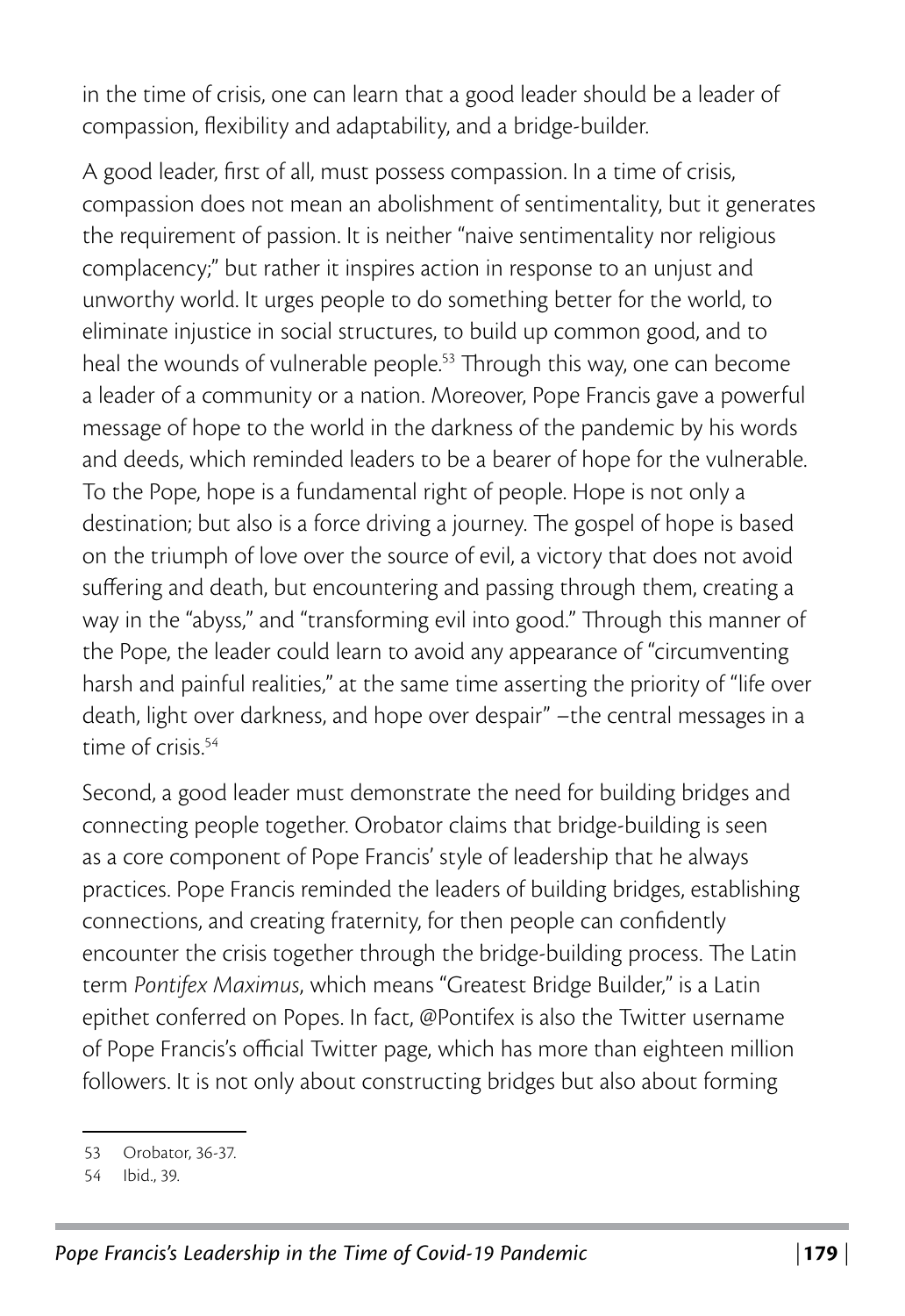in the time of crisis, one can learn that a good leader should be a leader of compassion, flexibility and adaptability, and a bridge-builder.

A good leader, first of all, must possess compassion. In a time of crisis, compassion does not mean an abolishment of sentimentality, but it generates the requirement of passion. It is neither "naive sentimentality nor religious complacency;" but rather it inspires action in response to an unjust and unworthy world. It urges people to do something better for the world, to eliminate injustice in social structures, to build up common good, and to heal the wounds of vulnerable people.[53] Through this way, one can become a leader of a community or a nation. Moreover, Pope Francis gave a powerful message of hope to the world in the darkness of the pandemic by his words and deeds, which reminded leaders to be a bearer of hope for the vulnerable. To the Pope, hope is a fundamental right of people. Hope is not only a destination; but also is a force driving a journey. The gospel of hope is based on the triumph of love over the source of evil, a victory that does not avoid suffering and death, but encountering and passing through them, creating a way in the "abyss," and "transforming evil into good." Through this manner of the Pope, the leader could learn to avoid any appearance of "circumventing harsh and painful realities," at the same time asserting the priority of "life over death, light over darkness, and hope over despair" –the central messages in a time of crisis.[54]

Second, a good leader must demonstrate the need for building bridges and connecting people together. Orobator claims that bridge-building is seen as a core component of Pope Francis' style of leadership that he always practices. Pope Francis reminded the leaders of building bridges, establishing connections, and creating fraternity, for then people can confidently encounter the crisis together through the bridge-building process. The Latin term *Pontifex Maximus*, which means "Greatest Bridge Builder," is a Latin epithet conferred on Popes. In fact, @Pontifex is also the Twitter username of Pope Francis's official Twitter page, which has more than eighteen million followers. It is not only about constructing bridges but also about forming

---

53 Orobator, 36-37.

54 Ibid., 39.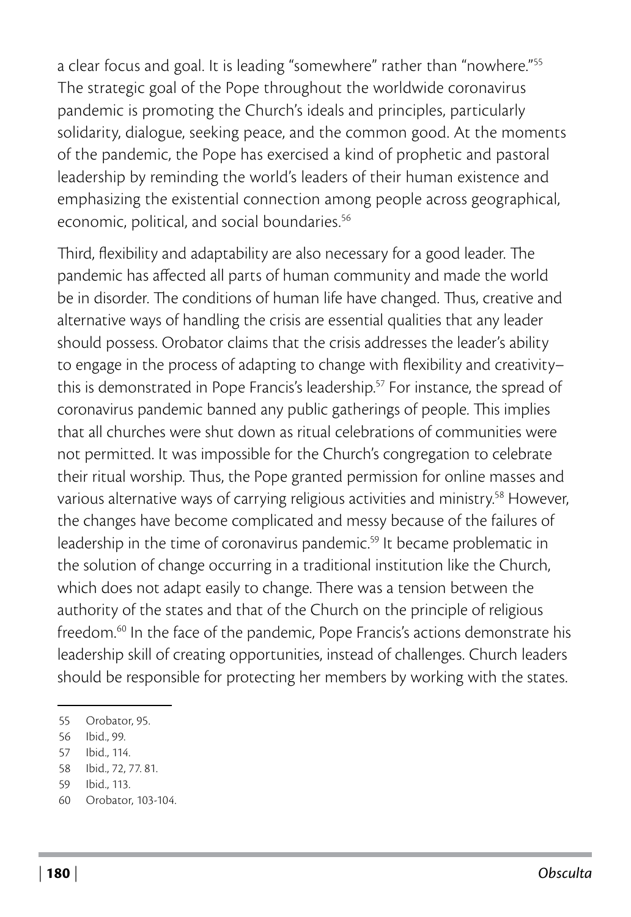a clear focus and goal. It is leading "somewhere" rather than "nowhere."[55] The strategic goal of the Pope throughout the worldwide coronavirus pandemic is promoting the Church's ideals and principles, particularly solidarity, dialogue, seeking peace, and the common good. At the moments of the pandemic, the Pope has exercised a kind of prophetic and pastoral leadership by reminding the world's leaders of their human existence and emphasizing the existential connection among people across geographical, economic, political, and social boundaries.[56]

Third, flexibility and adaptability are also necessary for a good leader. The pandemic has affected all parts of human community and made the world be in disorder. The conditions of human life have changed. Thus, creative and alternative ways of handling the crisis are essential qualities that any leader should possess. Orobator claims that the crisis addresses the leader's ability to engage in the process of adapting to change with flexibility and creativity–this is demonstrated in Pope Francis's leadership.[57] For instance, the spread of coronavirus pandemic banned any public gatherings of people. This implies that all churches were shut down as ritual celebrations of communities were not permitted. It was impossible for the Church's congregation to celebrate their ritual worship. Thus, the Pope granted permission for online masses and various alternative ways of carrying religious activities and ministry.[58] However, the changes have become complicated and messy because of the failures of leadership in the time of coronavirus pandemic.[59] It became problematic in the solution of change occurring in a traditional institution like the Church, which does not adapt easily to change. There was a tension between the authority of the states and that of the Church on the principle of religious freedom.[60] In the face of the pandemic, Pope Francis's actions demonstrate his leadership skill of creating opportunities, instead of challenges. Church leaders should be responsible for protecting her members by working with the states.

---

55 Orobator, 95.

56 Ibid., 99.

57 Ibid., 114.

58 Ibid., 72, 77. 81.

59 Ibid., 113.

60 Orobator, 103-104.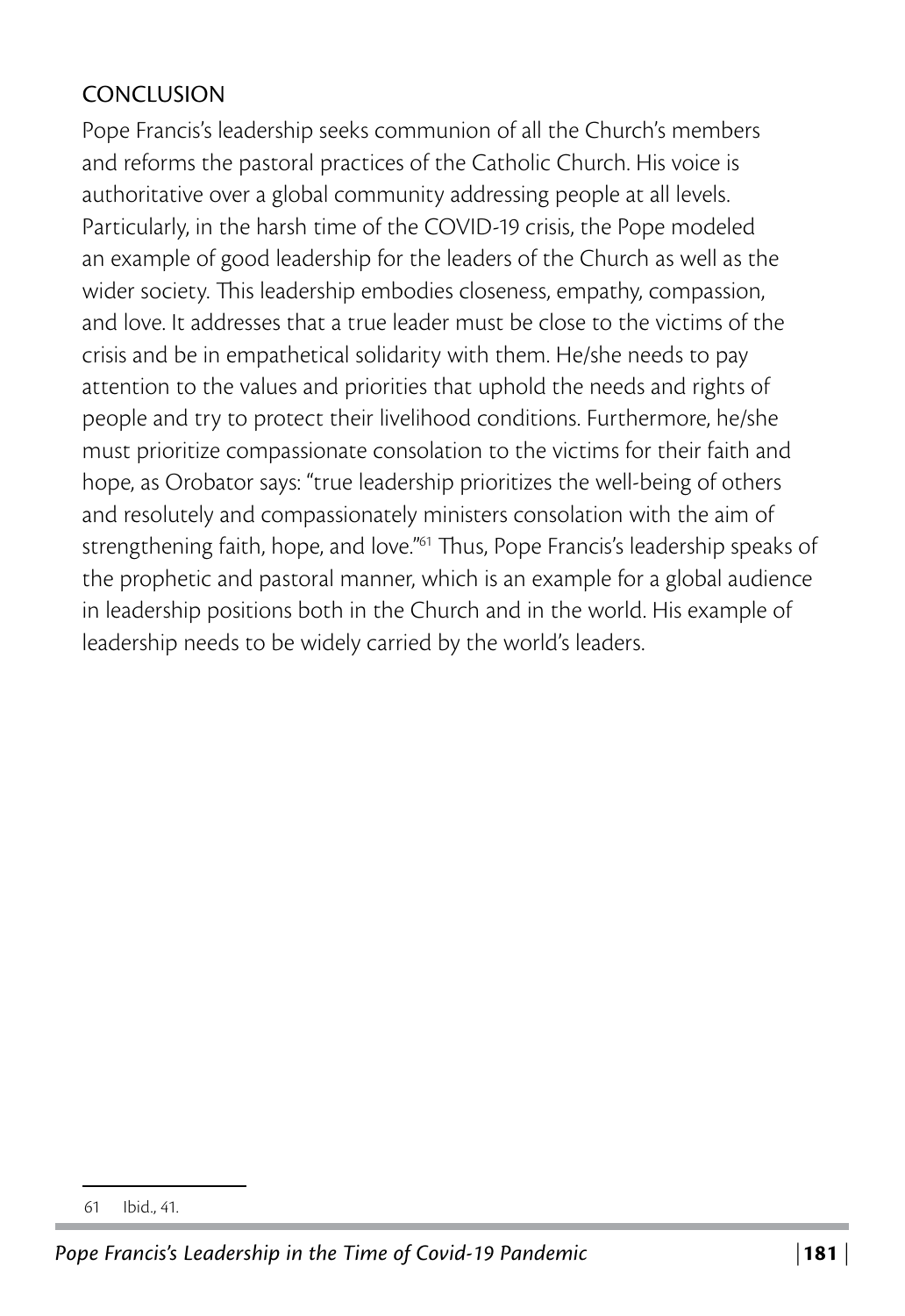## CONCLUSION

Pope Francis's leadership seeks communion of all the Church's members and reforms the pastoral practices of the Catholic Church. His voice is authoritative over a global community addressing people at all levels. Particularly, in the harsh time of the COVID-19 crisis, the Pope modeled an example of good leadership for the leaders of the Church as well as the wider society. This leadership embodies closeness, empathy, compassion, and love. It addresses that a true leader must be close to the victims of the crisis and be in empathetical solidarity with them. He/she needs to pay attention to the values and priorities that uphold the needs and rights of people and try to protect their livelihood conditions. Furthermore, he/she must prioritize compassionate consolation to the victims for their faith and hope, as Orobator says: "true leadership prioritizes the well-being of others and resolutely and compassionately ministers consolation with the aim of strengthening faith, hope, and love."[61] Thus, Pope Francis's leadership speaks of the prophetic and pastoral manner, which is an example for a global audience in leadership positions both in the Church and in the world. His example of leadership needs to be widely carried by the world's leaders.

---

61 Ibid., 41.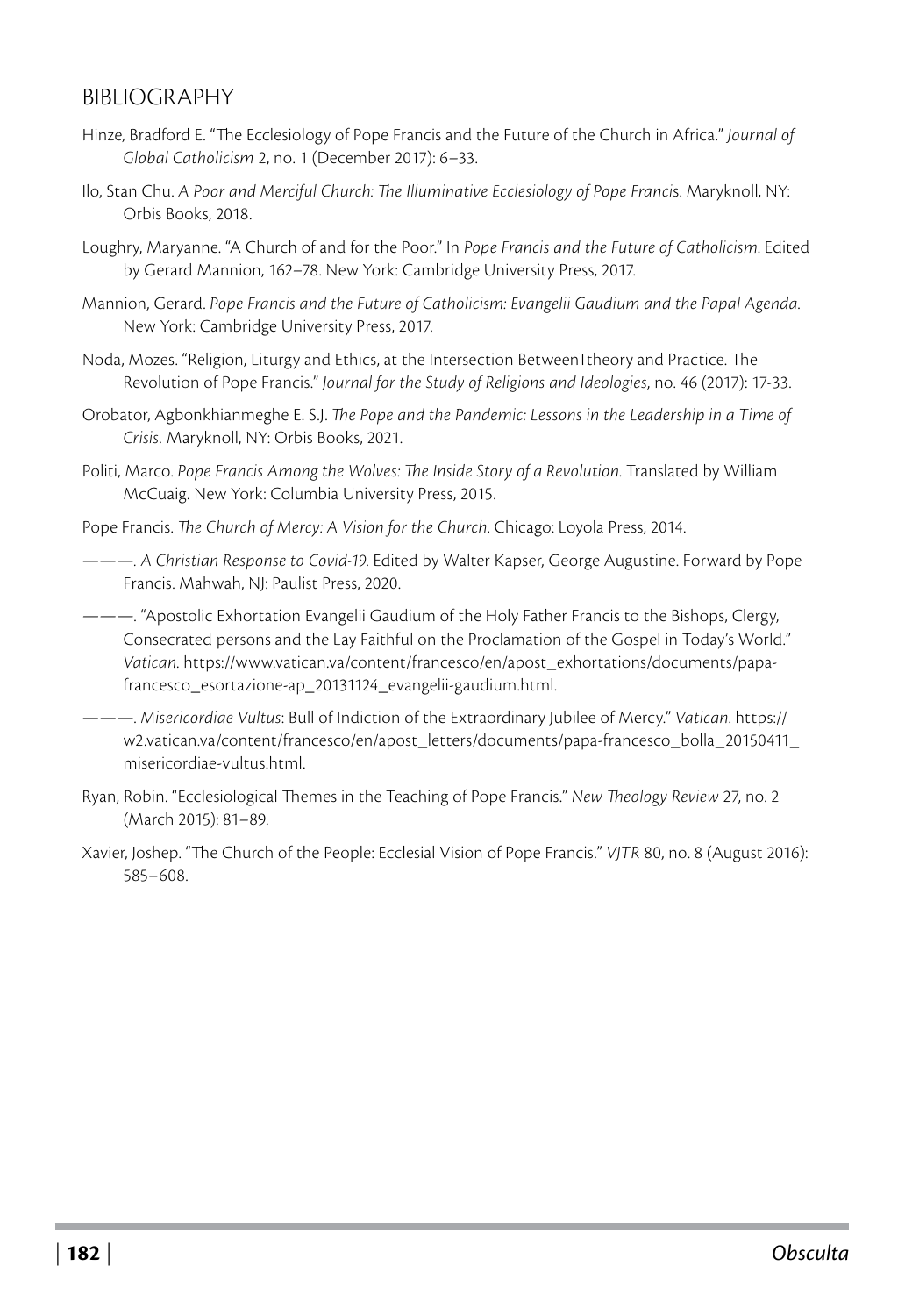## BIBLIOGRAPHY

Hinze, Bradford E. "The Ecclesiology of Pope Francis and the Future of the Church in Africa." *Journal of Global Catholicism* 2, no. 1 (December 2017): 6–33.

Ilo, Stan Chu. *A Poor and Merciful Church: The Illuminative Ecclesiology of Pope Franci*s. Maryknoll, NY: Orbis Books, 2018.

Loughry, Maryanne. "A Church of and for the Poor." In *Pope Francis and the Future of Catholicism*. Edited by Gerard Mannion, 162–78. New York: Cambridge University Press, 2017.

Mannion, Gerard. *Pope Francis and the Future of Catholicism: Evangelii Gaudium and the Papal Agenda*. New York: Cambridge University Press, 2017.

Noda, Mozes. "Religion, Liturgy and Ethics, at the Intersection BetweenTtheory and Practice. The Revolution of Pope Francis." *Journal for the Study of Religions and Ideologies*, no. 46 (2017): 17-33.

Orobator, Agbonkhianmeghe E. S.J. *The Pope and the Pandemic: Lessons in the Leadership in a Time of Crisis*. Maryknoll, NY: Orbis Books, 2021.

Politi, Marco. *Pope Francis Among the Wolves: The Inside Story of a Revolution*. Translated by William McCuaig. New York: Columbia University Press, 2015.

Pope Francis. *The Church of Mercy: A Vision for the Church*. Chicago: Loyola Press, 2014.

———. *A Christian Response to Covid-19*. Edited by Walter Kapser, George Augustine. Forward by Pope Francis. Mahwah, NJ: Paulist Press, 2020.

———. "Apostolic Exhortation Evangelii Gaudium of the Holy Father Francis to the Bishops, Clergy, Consecrated persons and the Lay Faithful on the Proclamation of the Gospel in Today's World." *Vatican*. https://www.vatican.va/content/francesco/en/apost_exhortations/documents/papa-francesco_esortazione-ap_20131124_evangelii-gaudium.html.

———. *Misericordiae Vultus*: Bull of Indiction of the Extraordinary Jubilee of Mercy." *Vatican*. https://w2.vatican.va/content/francesco/en/apost_letters/documents/papa-francesco_bolla_20150411_misericordiae-vultus.html.

Ryan, Robin. "Ecclesiological Themes in the Teaching of Pope Francis." *New Theology Review* 27, no. 2 (March 2015): 81–89.

Xavier, Joshep. "The Church of the People: Ecclesial Vision of Pope Francis." *VJTR* 80, no. 8 (August 2016): 585–608.